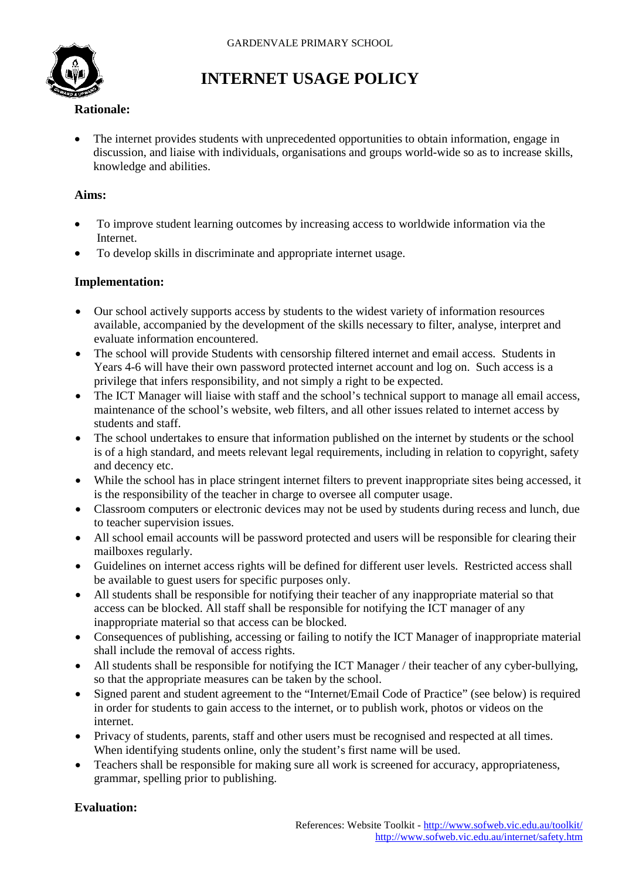GARDENVALE PRIMARY SCHOOL

# INTERNET USAGE POLICY

**Rationale:**

- The internet provides students with unprecedented opportunities to obtain information, engage in discussion, and liaise with individuals, organisations and groups world-wide so as to increase skills, knowledge and abilities.

**Aims:**

- To improve student learning outcomes by increasing access to worldwide information via the Internet.
- To develop skills in discriminate and appropriate internet usage.

**Implementation:**

- Our school actively supports access by students to the widest variety of information resources available, accompanied by the development of the skills necessary to filter, analyse, interpret and evaluate information encountered.
- The school will provide Students with censorship filtered internet and email access. Students in Years 4-6 will have their own password protected internet account and log on. Such access is a privilege that infers responsibility, and not simply a right to be expected.
- The ICT Manager will liaise with staff and the school's technical support to manage all email access, maintenance of the school's website, web filters, and all other issues related to internet access by students and staff.
- The school undertakes to ensure that information published on the internet by students or the school is of a high standard, and meets relevant legal requirements, including in relation to copyright, safety and decency etc.
- While the school has in place stringent internet filters to prevent inappropriate sites being accessed, it is the responsibility of the teacher in charge to oversee all computer usage.
- Classroom computers or electronic devices may not be used by students during recess and lunch, due to teacher supervision issues.
- All school email accounts will be password protected and users will be responsible for clearing their mailboxes regularly.
- Guidelines on internet access rights will be defined for different user levels. Restricted access shall be available to guest users for specific purposes only.
- All students shall be responsible for notifying their teacher of any inappropriate material so that access can be blocked. All staff shall be responsible for notifying the ICT manager of any inappropriate material so that access can be blocked.
- Consequences of publishing, accessing or failing to notify the ICT Manager of inappropriate material shall include the removal of access rights.
- All students shall be responsible for notifying the ICT Manager / their teacher of any cyber-bullying, so that the appropriate measures can be taken by the school.
- Signed parent and student agreement to the "Internet/Email Code of Practice" (see below) is required in order for students to gain access to the internet, or to publish work, photos or videos on the internet.
- Privacy of students, parents, staff and other users must be recognised and respected at all times. When identifying students online, only the student's first name will be used.
- Teachers shall be responsible for making sure all work is screened for accuracy, appropriateness, grammar, spelling prior to publishing.

**Evaluation:**

References: Website Toolkit - http://www.sofweb.vic.edu.au/toolkit/
http://www.sofweb.vic.edu.au/internet/safety.htm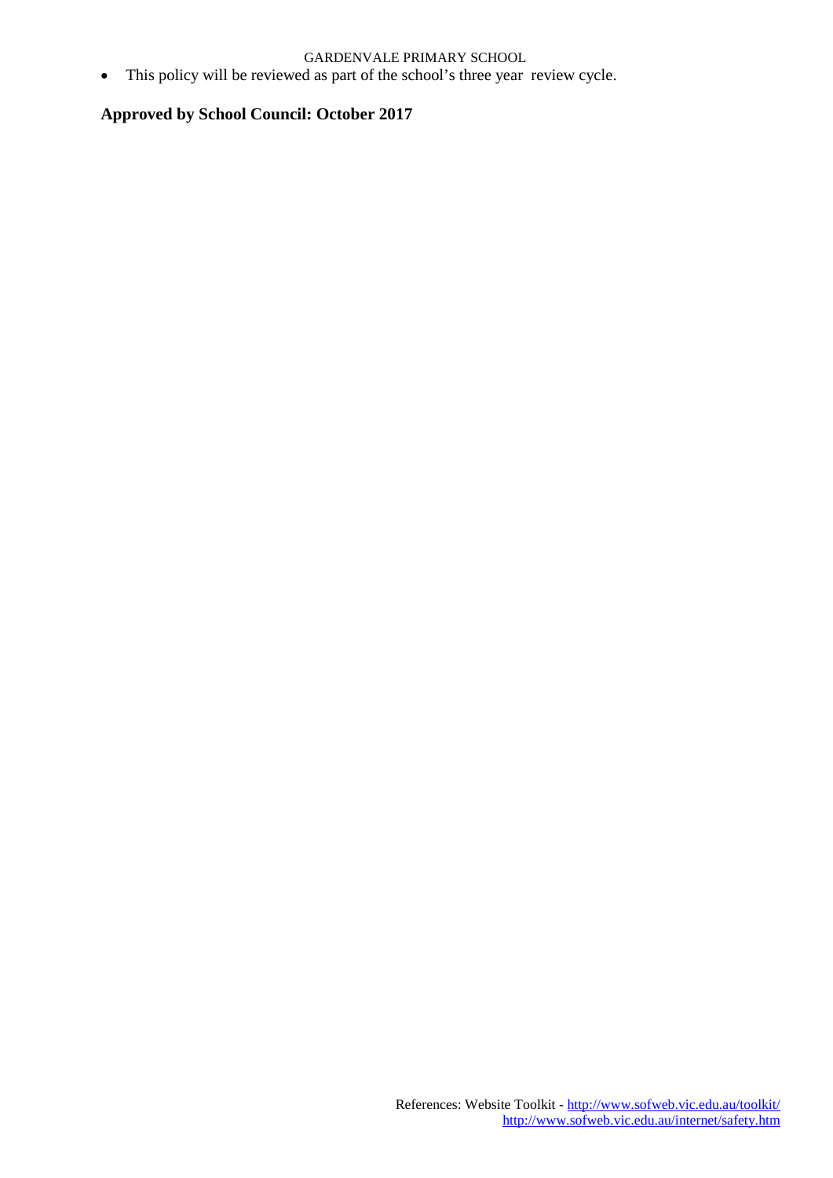- This policy will be reviewed as part of the school's three year review cycle.

**Approved by School Council: October 2017**

References: Website Toolkit - http://www.sofweb.vic.edu.au/toolkit/
http://www.sofweb.vic.edu.au/internet/safety.htm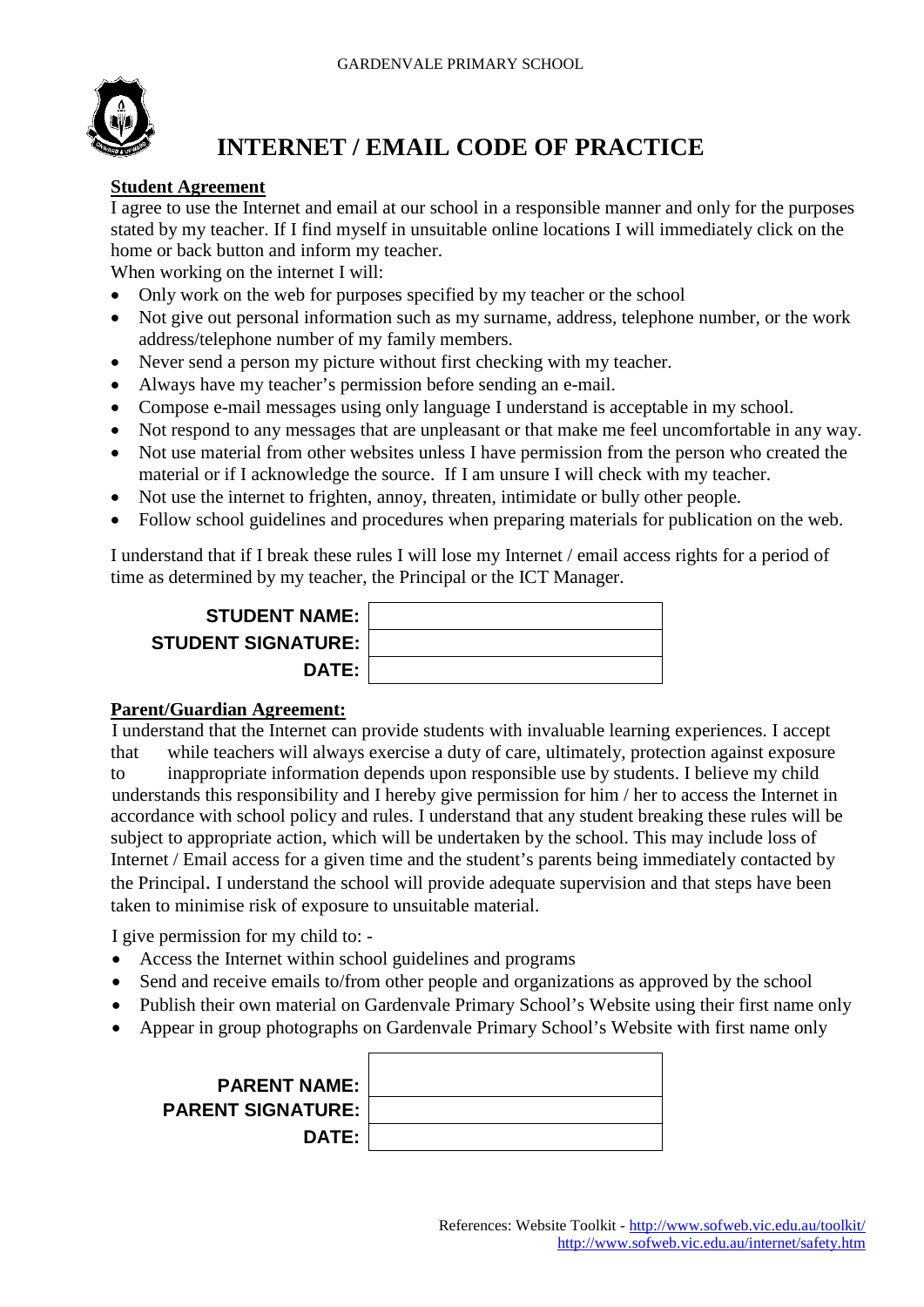GARDENVALE PRIMARY SCHOOL

# INTERNET / EMAIL CODE OF PRACTICE

**Student Agreement**

I agree to use the Internet and email at our school in a responsible manner and only for the purposes stated by my teacher. If I find myself in unsuitable online locations I will immediately click on the home or back button and inform my teacher.

When working on the internet I will:

- Only work on the web for purposes specified by my teacher or the school
- Not give out personal information such as my surname, address, telephone number, or the work address/telephone number of my family members.
- Never send a person my picture without first checking with my teacher.
- Always have my teacher's permission before sending an e-mail.
- Compose e-mail messages using only language I understand is acceptable in my school.
- Not respond to any messages that are unpleasant or that make me feel uncomfortable in any way.
- Not use material from other websites unless I have permission from the person who created the material or if I acknowledge the source. If I am unsure I will check with my teacher.
- Not use the internet to frighten, annoy, threaten, intimidate or bully other people.
- Follow school guidelines and procedures when preparing materials for publication on the web.

I understand that if I break these rules I will lose my Internet / email access rights for a period of time as determined by my teacher, the Principal or the ICT Manager.

| | |
|---|---|
| **STUDENT NAME:** | |
| **STUDENT SIGNATURE:** | |
| **DATE:** | |

**Parent/Guardian Agreement:**

I understand that the Internet can provide students with invaluable learning experiences. I accept that while teachers will always exercise a duty of care, ultimately, protection against exposure to inappropriate information depends upon responsible use by students. I believe my child understands this responsibility and I hereby give permission for him / her to access the Internet in accordance with school policy and rules. I understand that any student breaking these rules will be subject to appropriate action, which will be undertaken by the school. This may include loss of Internet / Email access for a given time and the student's parents being immediately contacted by the Principal. I understand the school will provide adequate supervision and that steps have been taken to minimise risk of exposure to unsuitable material.

I give permission for my child to: -

- Access the Internet within school guidelines and programs
- Send and receive emails to/from other people and organizations as approved by the school
- Publish their own material on Gardenvale Primary School's Website using their first name only
- Appear in group photographs on Gardenvale Primary School's Website with first name only

| | |
|---|---|
| **PARENT NAME:** | |
| **PARENT SIGNATURE:** | |
| **DATE:** | |

References: Website Toolkit - http://www.sofweb.vic.edu.au/toolkit/
http://www.sofweb.vic.edu.au/internet/safety.htm